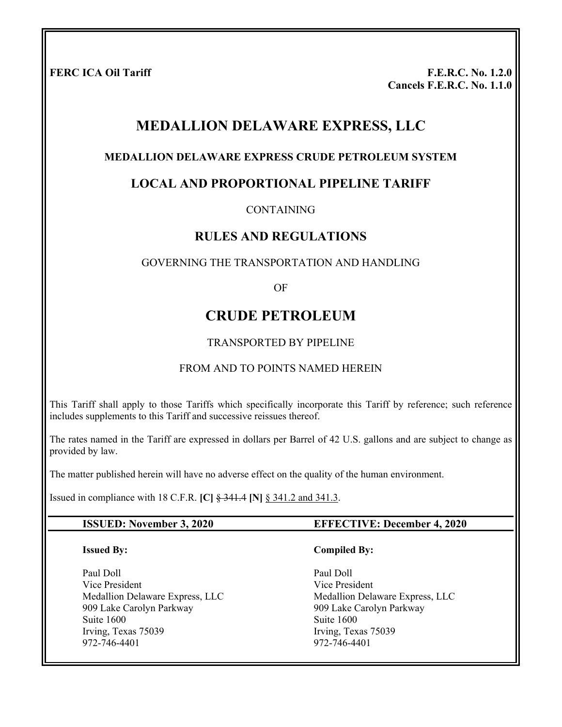**FERC ICA Oil Tariff**

**F.E.R.C. No. 1.2.0**
**Cancels F.E.R.C. No. 1.1.0**

# MEDALLION DELAWARE EXPRESS, LLC

**MEDALLION DELAWARE EXPRESS CRUDE PETROLEUM SYSTEM**

## LOCAL AND PROPORTIONAL PIPELINE TARIFF

CONTAINING

## RULES AND REGULATIONS

GOVERNING THE TRANSPORTATION AND HANDLING

OF

# CRUDE PETROLEUM

TRANSPORTED BY PIPELINE

FROM AND TO POINTS NAMED HEREIN

This Tariff shall apply to those Tariffs which specifically incorporate this Tariff by reference; such reference includes supplements to this Tariff and successive reissues thereof.

The rates named in the Tariff are expressed in dollars per Barrel of 42 U.S. gallons and are subject to change as provided by law.

The matter published herein will have no adverse effect on the quality of the human environment.

Issued in compliance with 18 C.F.R. **[C]** ~~§ 341.4~~ **[N]** § 341.2 and 341.3.

| **ISSUED: November 3, 2020** | **EFFECTIVE: December 4, 2020** |
|---|---|

| **Issued By:** | **Compiled By:** |
|---|---|
| Paul Doll<br>Vice President<br>Medallion Delaware Express, LLC<br>909 Lake Carolyn Parkway<br>Suite 1600<br>Irving, Texas 75039<br>972-746-4401 | Paul Doll<br>Vice President<br>Medallion Delaware Express, LLC<br>909 Lake Carolyn Parkway<br>Suite 1600<br>Irving, Texas 75039<br>972-746-4401 |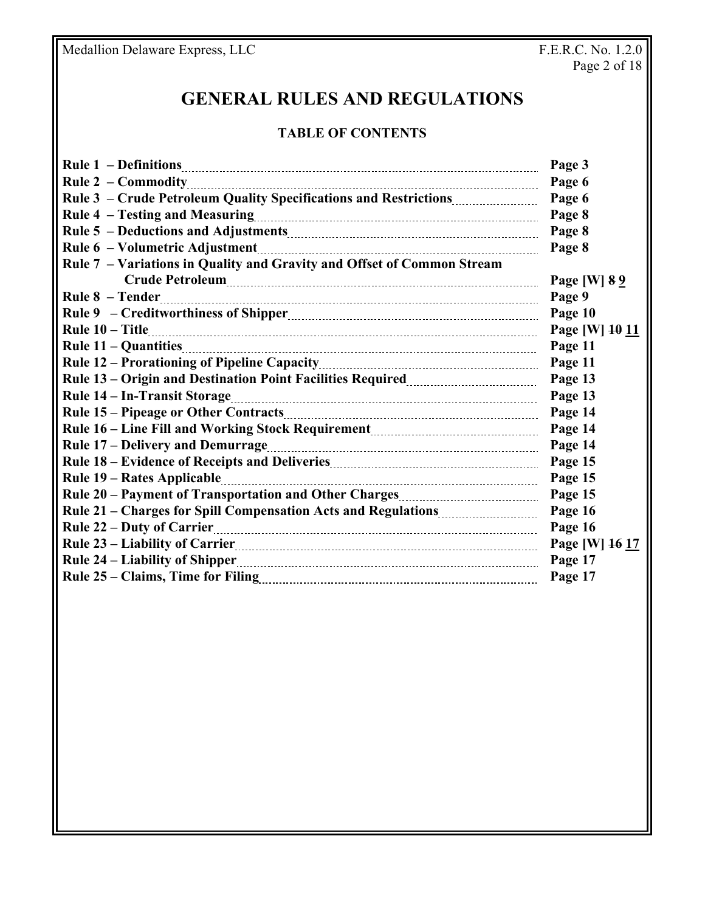# GENERAL RULES AND REGULATIONS

## TABLE OF CONTENTS

| Rule | Page |
|---|---|
| **Rule 1 – Definitions** | **Page 3** |
| **Rule 2 – Commodity** | **Page 6** |
| **Rule 3 – Crude Petroleum Quality Specifications and Restrictions** | **Page 6** |
| **Rule 4 – Testing and Measuring** | **Page 8** |
| **Rule 5 – Deductions and Adjustments** | **Page 8** |
| **Rule 6 – Volumetric Adjustment** | **Page 8** |
| **Rule 7 – Variations in Quality and Gravity and Offset of Common Stream Crude Petroleum** | **Page [W] ~~8~~ 9** |
| **Rule 8 – Tender** | **Page 9** |
| **Rule 9 – Creditworthiness of Shipper** | **Page 10** |
| **Rule 10 – Title** | **Page [W] ~~10~~ 11** |
| **Rule 11 – Quantities** | **Page 11** |
| **Rule 12 – Prorationing of Pipeline Capacity** | **Page 11** |
| **Rule 13 – Origin and Destination Point Facilities Required** | **Page 13** |
| **Rule 14 – In-Transit Storage** | **Page 13** |
| **Rule 15 – Pipeage or Other Contracts** | **Page 14** |
| **Rule 16 – Line Fill and Working Stock Requirement** | **Page 14** |
| **Rule 17 – Delivery and Demurrage** | **Page 14** |
| **Rule 18 – Evidence of Receipts and Deliveries** | **Page 15** |
| **Rule 19 – Rates Applicable** | **Page 15** |
| **Rule 20 – Payment of Transportation and Other Charges** | **Page 15** |
| **Rule 21 – Charges for Spill Compensation Acts and Regulations** | **Page 16** |
| **Rule 22 – Duty of Carrier** | **Page 16** |
| **Rule 23 – Liability of Carrier** | **Page [W] ~~16~~ 17** |
| **Rule 24 – Liability of Shipper** | **Page 17** |
| **Rule 25 – Claims, Time for Filing** | **Page 17** |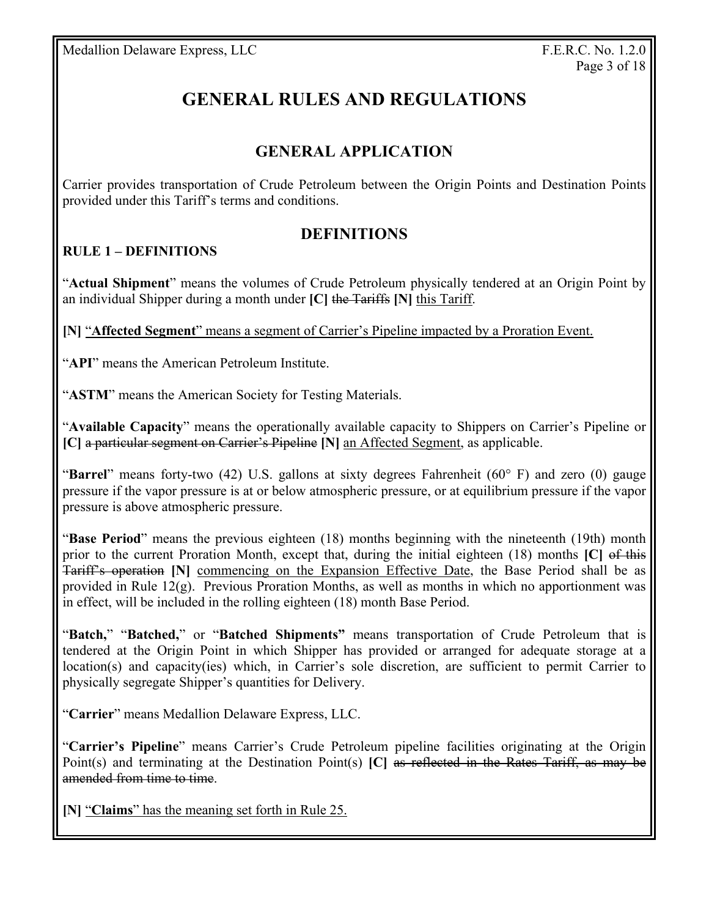# GENERAL RULES AND REGULATIONS

## GENERAL APPLICATION

Carrier provides transportation of Crude Petroleum between the Origin Points and Destination Points provided under this Tariff's terms and conditions.

## DEFINITIONS

**RULE 1 – DEFINITIONS**

"**Actual Shipment**" means the volumes of Crude Petroleum physically tendered at an Origin Point by an individual Shipper during a month under **[C]** ~~the Tariffs~~ **[N]** <u>this Tariff</u>.

**[N]** <u>"**Affected Segment**" means a segment of Carrier's Pipeline impacted by a Proration Event.</u>

"**API**" means the American Petroleum Institute.

"**ASTM**" means the American Society for Testing Materials.

"**Available Capacity**" means the operationally available capacity to Shippers on Carrier's Pipeline or **[C]** ~~a particular segment on Carrier's Pipeline~~ **[N]** <u>an Affected Segment</u>, as applicable.

"**Barrel**" means forty-two (42) U.S. gallons at sixty degrees Fahrenheit (60° F) and zero (0) gauge pressure if the vapor pressure is at or below atmospheric pressure, or at equilibrium pressure if the vapor pressure is above atmospheric pressure.

"**Base Period**" means the previous eighteen (18) months beginning with the nineteenth (19th) month prior to the current Proration Month, except that, during the initial eighteen (18) months **[C]** ~~of this Tariff's operation~~ **[N]** <u>commencing on the Expansion Effective Date</u>, the Base Period shall be as provided in Rule 12(g). Previous Proration Months, as well as months in which no apportionment was in effect, will be included in the rolling eighteen (18) month Base Period.

"**Batch,**" "**Batched,**" or "**Batched Shipments**" means transportation of Crude Petroleum that is tendered at the Origin Point in which Shipper has provided or arranged for adequate storage at a location(s) and capacity(ies) which, in Carrier's sole discretion, are sufficient to permit Carrier to physically segregate Shipper's quantities for Delivery.

"**Carrier**" means Medallion Delaware Express, LLC.

"**Carrier's Pipeline**" means Carrier's Crude Petroleum pipeline facilities originating at the Origin Point(s) and terminating at the Destination Point(s) **[C]** ~~as reflected in the Rates Tariff, as may be amended from time to time~~.

**[N]** <u>"**Claims**" has the meaning set forth in Rule 25.</u>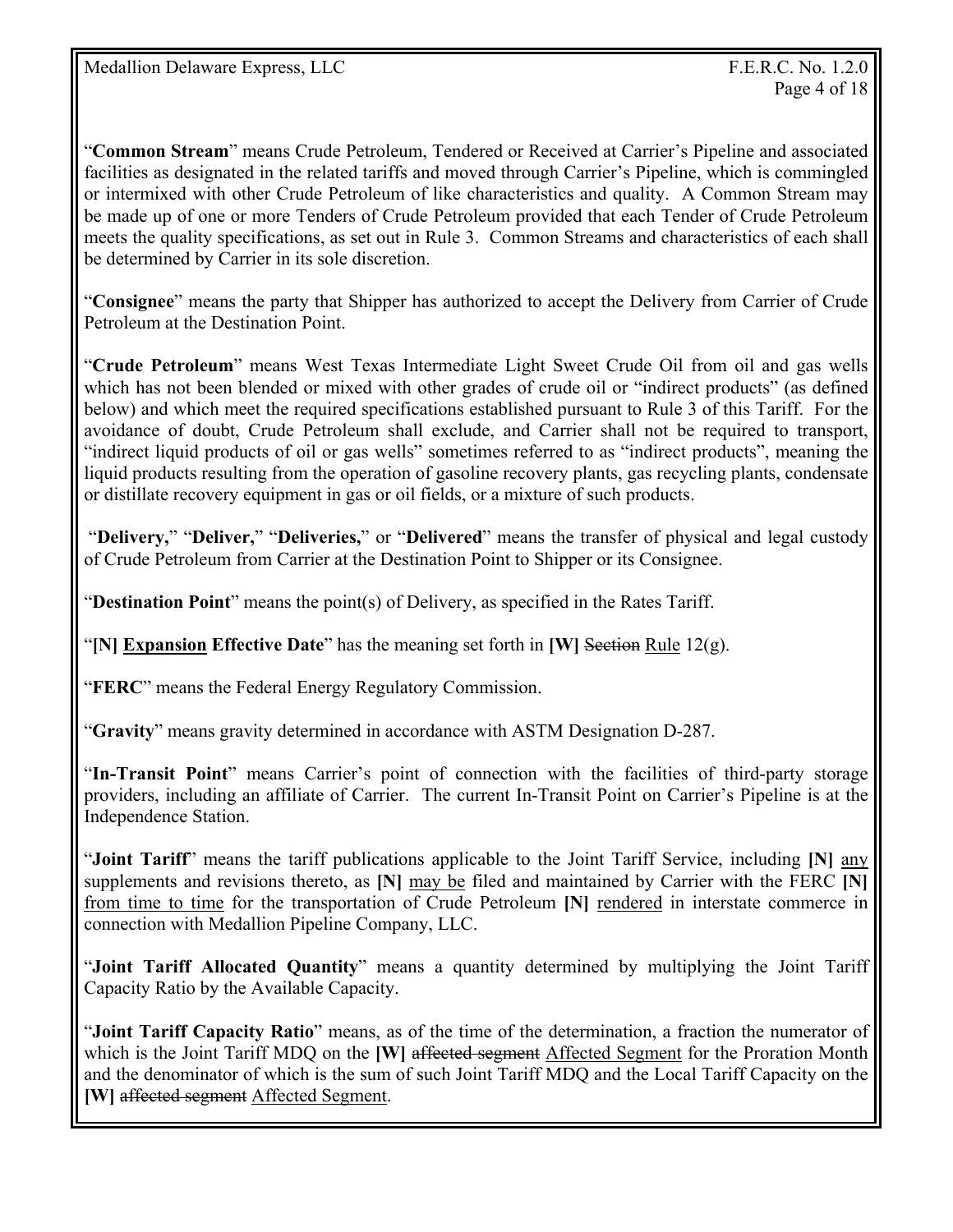"**Common Stream**" means Crude Petroleum, Tendered or Received at Carrier's Pipeline and associated facilities as designated in the related tariffs and moved through Carrier's Pipeline, which is commingled or intermixed with other Crude Petroleum of like characteristics and quality. A Common Stream may be made up of one or more Tenders of Crude Petroleum provided that each Tender of Crude Petroleum meets the quality specifications, as set out in Rule 3. Common Streams and characteristics of each shall be determined by Carrier in its sole discretion.

"**Consignee**" means the party that Shipper has authorized to accept the Delivery from Carrier of Crude Petroleum at the Destination Point.

"**Crude Petroleum**" means West Texas Intermediate Light Sweet Crude Oil from oil and gas wells which has not been blended or mixed with other grades of crude oil or "indirect products" (as defined below) and which meet the required specifications established pursuant to Rule 3 of this Tariff. For the avoidance of doubt, Crude Petroleum shall exclude, and Carrier shall not be required to transport, "indirect liquid products of oil or gas wells" sometimes referred to as "indirect products", meaning the liquid products resulting from the operation of gasoline recovery plants, gas recycling plants, condensate or distillate recovery equipment in gas or oil fields, or a mixture of such products.

"**Delivery,**" "**Deliver,**" "**Deliveries,**" or "**Delivered**" means the transfer of physical and legal custody of Crude Petroleum from Carrier at the Destination Point to Shipper or its Consignee.

"**Destination Point**" means the point(s) of Delivery, as specified in the Rates Tariff.

"**[N] <u>Expansion</u> Effective Date**" has the meaning set forth in **[W]** ~~Section~~ <u>Rule</u> 12(g).

"**FERC**" means the Federal Energy Regulatory Commission.

"**Gravity**" means gravity determined in accordance with ASTM Designation D-287.

"**In-Transit Point**" means Carrier's point of connection with the facilities of third-party storage providers, including an affiliate of Carrier. The current In-Transit Point on Carrier's Pipeline is at the Independence Station.

"**Joint Tariff**" means the tariff publications applicable to the Joint Tariff Service, including **[N]** <u>any</u> supplements and revisions thereto, as **[N]** <u>may be</u> filed and maintained by Carrier with the FERC **[N]** <u>from time to time</u> for the transportation of Crude Petroleum **[N]** <u>rendered</u> in interstate commerce in connection with Medallion Pipeline Company, LLC.

"**Joint Tariff Allocated Quantity**" means a quantity determined by multiplying the Joint Tariff Capacity Ratio by the Available Capacity.

"**Joint Tariff Capacity Ratio**" means, as of the time of the determination, a fraction the numerator of which is the Joint Tariff MDQ on the **[W]** ~~affected segment~~ <u>Affected Segment</u> for the Proration Month and the denominator of which is the sum of such Joint Tariff MDQ and the Local Tariff Capacity on the **[W]** ~~affected segment~~ <u>Affected Segment</u>.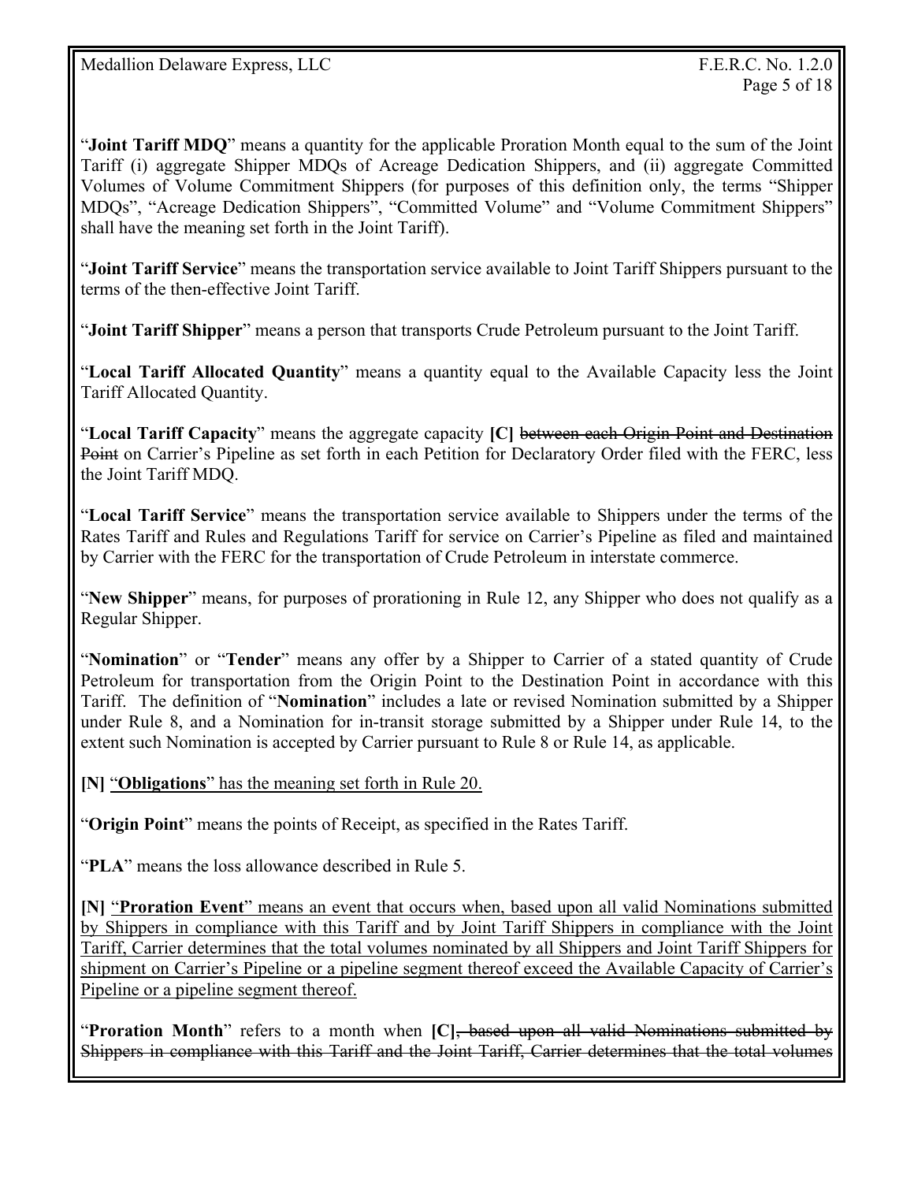"**Joint Tariff MDQ**" means a quantity for the applicable Proration Month equal to the sum of the Joint Tariff (i) aggregate Shipper MDQs of Acreage Dedication Shippers, and (ii) aggregate Committed Volumes of Volume Commitment Shippers (for purposes of this definition only, the terms "Shipper MDQs", "Acreage Dedication Shippers", "Committed Volume" and "Volume Commitment Shippers" shall have the meaning set forth in the Joint Tariff).

"**Joint Tariff Service**" means the transportation service available to Joint Tariff Shippers pursuant to the terms of the then-effective Joint Tariff.

"**Joint Tariff Shipper**" means a person that transports Crude Petroleum pursuant to the Joint Tariff.

"**Local Tariff Allocated Quantity**" means a quantity equal to the Available Capacity less the Joint Tariff Allocated Quantity.

"**Local Tariff Capacity**" means the aggregate capacity **[C]** ~~between each Origin Point and Destination Point~~ on Carrier's Pipeline as set forth in each Petition for Declaratory Order filed with the FERC, less the Joint Tariff MDQ.

"**Local Tariff Service**" means the transportation service available to Shippers under the terms of the Rates Tariff and Rules and Regulations Tariff for service on Carrier's Pipeline as filed and maintained by Carrier with the FERC for the transportation of Crude Petroleum in interstate commerce.

"**New Shipper**" means, for purposes of prorationing in Rule 12, any Shipper who does not qualify as a Regular Shipper.

"**Nomination**" or "**Tender**" means any offer by a Shipper to Carrier of a stated quantity of Crude Petroleum for transportation from the Origin Point to the Destination Point in accordance with this Tariff. The definition of "**Nomination**" includes a late or revised Nomination submitted by a Shipper under Rule 8, and a Nomination for in-transit storage submitted by a Shipper under Rule 14, to the extent such Nomination is accepted by Carrier pursuant to Rule 8 or Rule 14, as applicable.

**[N]** <u>"**Obligations**" has the meaning set forth in Rule 20.</u>

"**Origin Point**" means the points of Receipt, as specified in the Rates Tariff.

"**PLA**" means the loss allowance described in Rule 5.

**[N]** <u>"**Proration Event**" means an event that occurs when, based upon all valid Nominations submitted by Shippers in compliance with this Tariff and by Joint Tariff Shippers in compliance with the Joint Tariff, Carrier determines that the total volumes nominated by all Shippers and Joint Tariff Shippers for shipment on Carrier's Pipeline or a pipeline segment thereof exceed the Available Capacity of Carrier's Pipeline or a pipeline segment thereof.</u>

"**Proration Month**" refers to a month when **[C]**~~, based upon all valid Nominations submitted by Shippers in compliance with this Tariff and the Joint Tariff, Carrier determines that the total volumes~~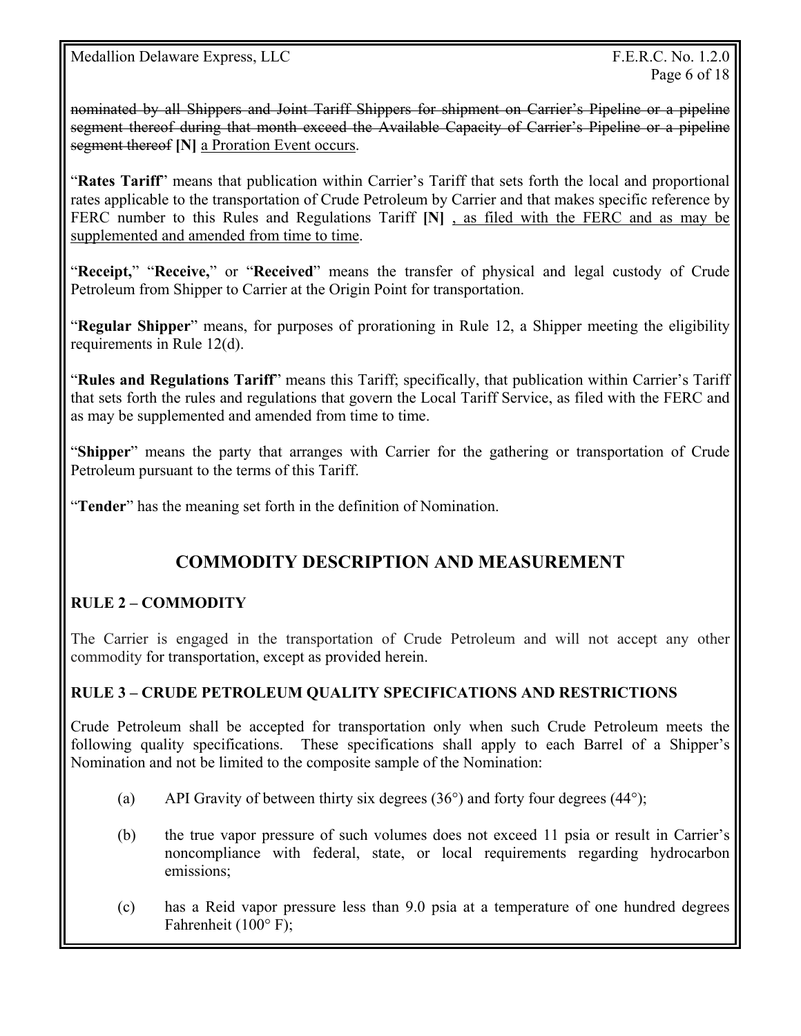~~nominated by all Shippers and Joint Tariff Shippers for shipment on Carrier's Pipeline or a pipeline segment thereof during that month exceed the Available Capacity of Carrier's Pipeline or a pipeline segment thereof~~ **[N]** <u>a Proration Event occurs</u>.

"**Rates Tariff**" means that publication within Carrier's Tariff that sets forth the local and proportional rates applicable to the transportation of Crude Petroleum by Carrier and that makes specific reference by FERC number to this Rules and Regulations Tariff **[N]** <u>, as filed with the FERC and as may be supplemented and amended from time to time</u>.

"**Receipt,**" "**Receive,**" or "**Received**" means the transfer of physical and legal custody of Crude Petroleum from Shipper to Carrier at the Origin Point for transportation.

"**Regular Shipper**" means, for purposes of prorationing in Rule 12, a Shipper meeting the eligibility requirements in Rule 12(d).

"**Rules and Regulations Tariff**" means this Tariff; specifically, that publication within Carrier's Tariff that sets forth the rules and regulations that govern the Local Tariff Service, as filed with the FERC and as may be supplemented and amended from time to time.

"**Shipper**" means the party that arranges with Carrier for the gathering or transportation of Crude Petroleum pursuant to the terms of this Tariff.

"**Tender**" has the meaning set forth in the definition of Nomination.

## COMMODITY DESCRIPTION AND MEASUREMENT

### RULE 2 – COMMODITY

The Carrier is engaged in the transportation of Crude Petroleum and will not accept any other commodity for transportation, except as provided herein.

### RULE 3 – CRUDE PETROLEUM QUALITY SPECIFICATIONS AND RESTRICTIONS

Crude Petroleum shall be accepted for transportation only when such Crude Petroleum meets the following quality specifications. These specifications shall apply to each Barrel of a Shipper's Nomination and not be limited to the composite sample of the Nomination:

(a) API Gravity of between thirty six degrees (36°) and forty four degrees (44°);

(b) the true vapor pressure of such volumes does not exceed 11 psia or result in Carrier's noncompliance with federal, state, or local requirements regarding hydrocarbon emissions;

(c) has a Reid vapor pressure less than 9.0 psia at a temperature of one hundred degrees Fahrenheit (100° F);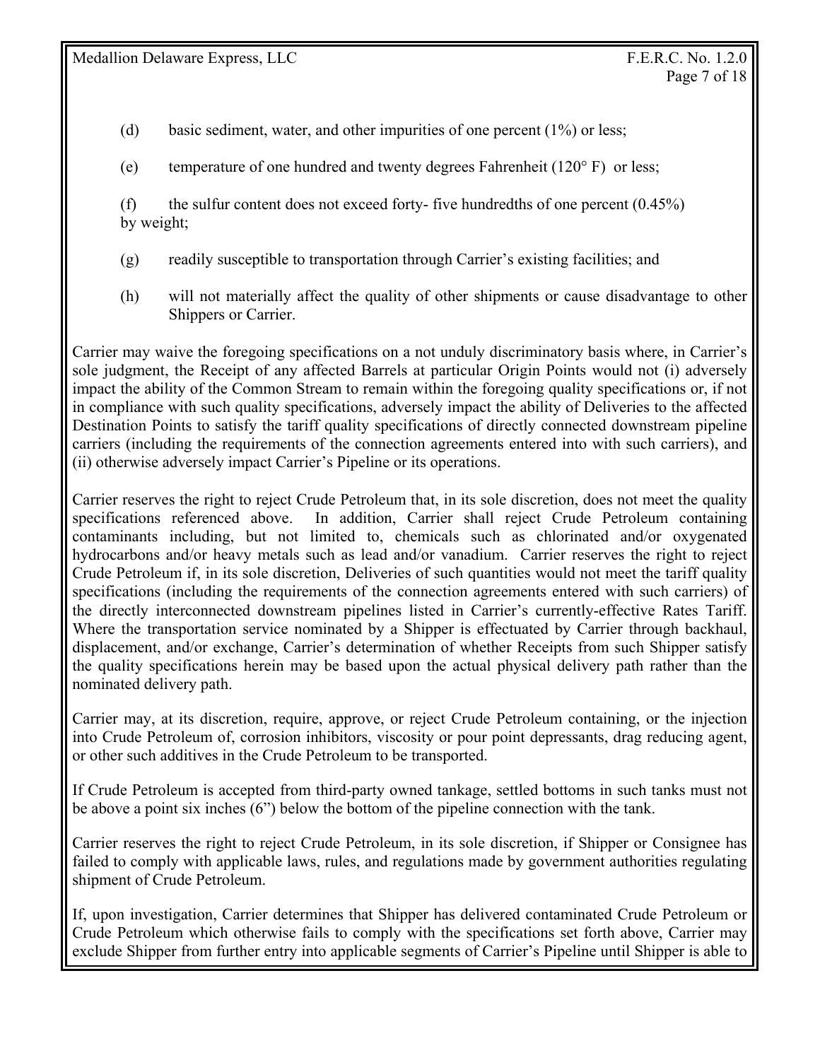(d) basic sediment, water, and other impurities of one percent (1%) or less;

(e) temperature of one hundred and twenty degrees Fahrenheit (120° F) or less;

(f) the sulfur content does not exceed forty- five hundredths of one percent (0.45%) by weight;

(g) readily susceptible to transportation through Carrier's existing facilities; and

(h) will not materially affect the quality of other shipments or cause disadvantage to other Shippers or Carrier.

Carrier may waive the foregoing specifications on a not unduly discriminatory basis where, in Carrier's sole judgment, the Receipt of any affected Barrels at particular Origin Points would not (i) adversely impact the ability of the Common Stream to remain within the foregoing quality specifications or, if not in compliance with such quality specifications, adversely impact the ability of Deliveries to the affected Destination Points to satisfy the tariff quality specifications of directly connected downstream pipeline carriers (including the requirements of the connection agreements entered into with such carriers), and (ii) otherwise adversely impact Carrier's Pipeline or its operations.

Carrier reserves the right to reject Crude Petroleum that, in its sole discretion, does not meet the quality specifications referenced above. In addition, Carrier shall reject Crude Petroleum containing contaminants including, but not limited to, chemicals such as chlorinated and/or oxygenated hydrocarbons and/or heavy metals such as lead and/or vanadium. Carrier reserves the right to reject Crude Petroleum if, in its sole discretion, Deliveries of such quantities would not meet the tariff quality specifications (including the requirements of the connection agreements entered with such carriers) of the directly interconnected downstream pipelines listed in Carrier's currently-effective Rates Tariff. Where the transportation service nominated by a Shipper is effectuated by Carrier through backhaul, displacement, and/or exchange, Carrier's determination of whether Receipts from such Shipper satisfy the quality specifications herein may be based upon the actual physical delivery path rather than the nominated delivery path.

Carrier may, at its discretion, require, approve, or reject Crude Petroleum containing, or the injection into Crude Petroleum of, corrosion inhibitors, viscosity or pour point depressants, drag reducing agent, or other such additives in the Crude Petroleum to be transported.

If Crude Petroleum is accepted from third-party owned tankage, settled bottoms in such tanks must not be above a point six inches (6") below the bottom of the pipeline connection with the tank.

Carrier reserves the right to reject Crude Petroleum, in its sole discretion, if Shipper or Consignee has failed to comply with applicable laws, rules, and regulations made by government authorities regulating shipment of Crude Petroleum.

If, upon investigation, Carrier determines that Shipper has delivered contaminated Crude Petroleum or Crude Petroleum which otherwise fails to comply with the specifications set forth above, Carrier may exclude Shipper from further entry into applicable segments of Carrier's Pipeline until Shipper is able to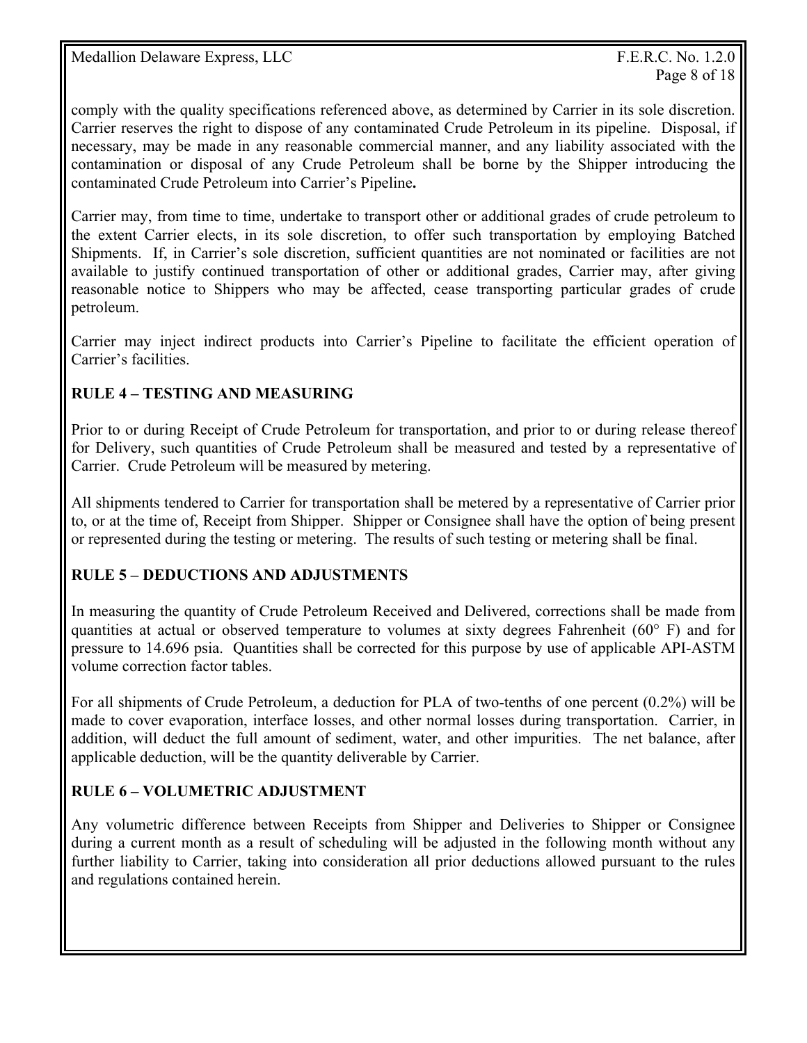comply with the quality specifications referenced above, as determined by Carrier in its sole discretion. Carrier reserves the right to dispose of any contaminated Crude Petroleum in its pipeline. Disposal, if necessary, may be made in any reasonable commercial manner, and any liability associated with the contamination or disposal of any Crude Petroleum shall be borne by the Shipper introducing the contaminated Crude Petroleum into Carrier's Pipeline**.**

Carrier may, from time to time, undertake to transport other or additional grades of crude petroleum to the extent Carrier elects, in its sole discretion, to offer such transportation by employing Batched Shipments. If, in Carrier's sole discretion, sufficient quantities are not nominated or facilities are not available to justify continued transportation of other or additional grades, Carrier may, after giving reasonable notice to Shippers who may be affected, cease transporting particular grades of crude petroleum.

Carrier may inject indirect products into Carrier's Pipeline to facilitate the efficient operation of Carrier's facilities.

## RULE 4 – TESTING AND MEASURING

Prior to or during Receipt of Crude Petroleum for transportation, and prior to or during release thereof for Delivery, such quantities of Crude Petroleum shall be measured and tested by a representative of Carrier. Crude Petroleum will be measured by metering.

All shipments tendered to Carrier for transportation shall be metered by a representative of Carrier prior to, or at the time of, Receipt from Shipper. Shipper or Consignee shall have the option of being present or represented during the testing or metering. The results of such testing or metering shall be final.

## RULE 5 – DEDUCTIONS AND ADJUSTMENTS

In measuring the quantity of Crude Petroleum Received and Delivered, corrections shall be made from quantities at actual or observed temperature to volumes at sixty degrees Fahrenheit (60° F) and for pressure to 14.696 psia. Quantities shall be corrected for this purpose by use of applicable API-ASTM volume correction factor tables.

For all shipments of Crude Petroleum, a deduction for PLA of two-tenths of one percent (0.2%) will be made to cover evaporation, interface losses, and other normal losses during transportation. Carrier, in addition, will deduct the full amount of sediment, water, and other impurities. The net balance, after applicable deduction, will be the quantity deliverable by Carrier.

## RULE 6 – VOLUMETRIC ADJUSTMENT

Any volumetric difference between Receipts from Shipper and Deliveries to Shipper or Consignee during a current month as a result of scheduling will be adjusted in the following month without any further liability to Carrier, taking into consideration all prior deductions allowed pursuant to the rules and regulations contained herein.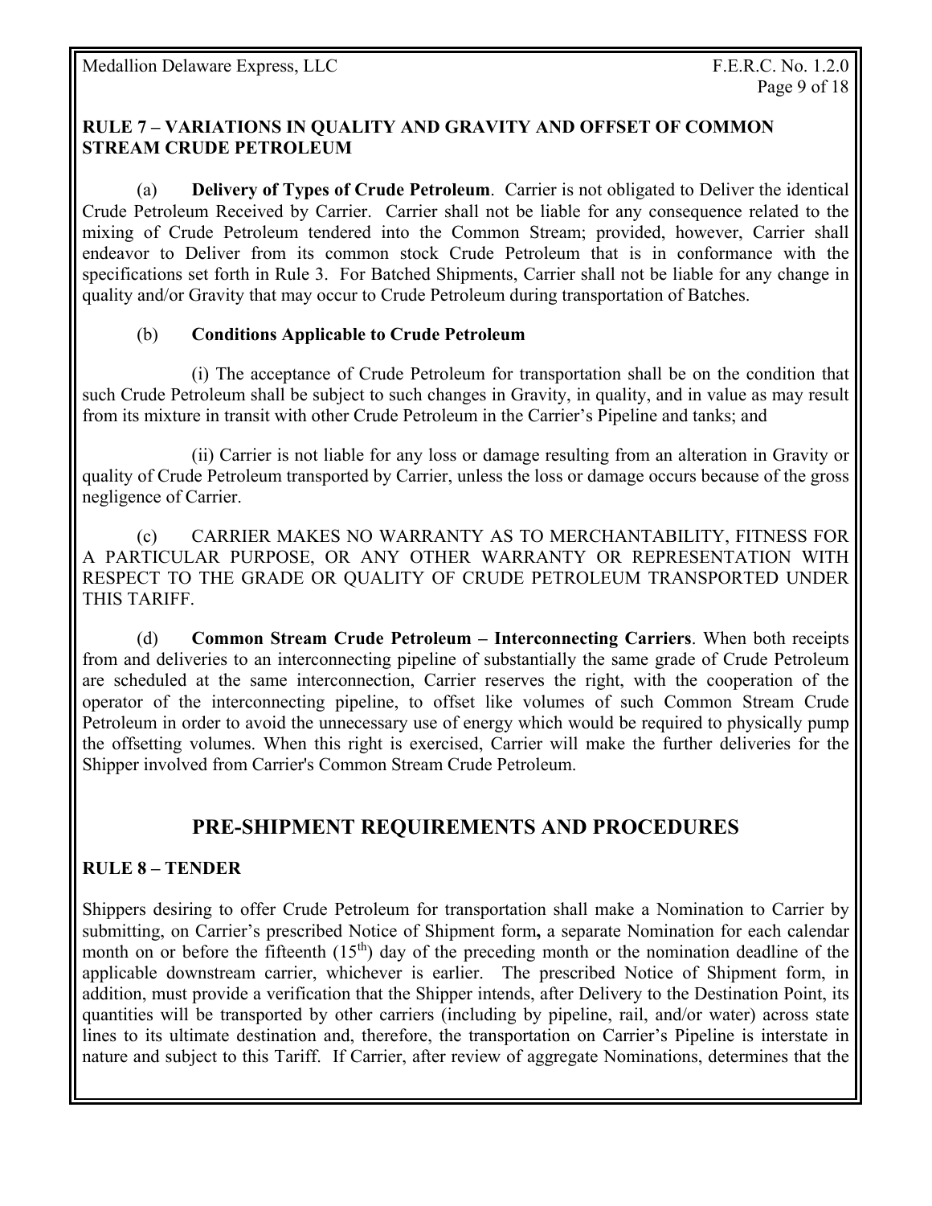**RULE 7 – VARIATIONS IN QUALITY AND GRAVITY AND OFFSET OF COMMON STREAM CRUDE PETROLEUM**

(a) **Delivery of Types of Crude Petroleum**. Carrier is not obligated to Deliver the identical Crude Petroleum Received by Carrier. Carrier shall not be liable for any consequence related to the mixing of Crude Petroleum tendered into the Common Stream; provided, however, Carrier shall endeavor to Deliver from its common stock Crude Petroleum that is in conformance with the specifications set forth in Rule 3. For Batched Shipments, Carrier shall not be liable for any change in quality and/or Gravity that may occur to Crude Petroleum during transportation of Batches.

(b) **Conditions Applicable to Crude Petroleum**

(i) The acceptance of Crude Petroleum for transportation shall be on the condition that such Crude Petroleum shall be subject to such changes in Gravity, in quality, and in value as may result from its mixture in transit with other Crude Petroleum in the Carrier's Pipeline and tanks; and

(ii) Carrier is not liable for any loss or damage resulting from an alteration in Gravity or quality of Crude Petroleum transported by Carrier, unless the loss or damage occurs because of the gross negligence of Carrier.

(c) CARRIER MAKES NO WARRANTY AS TO MERCHANTABILITY, FITNESS FOR A PARTICULAR PURPOSE, OR ANY OTHER WARRANTY OR REPRESENTATION WITH RESPECT TO THE GRADE OR QUALITY OF CRUDE PETROLEUM TRANSPORTED UNDER THIS TARIFF.

(d) **Common Stream Crude Petroleum – Interconnecting Carriers**. When both receipts from and deliveries to an interconnecting pipeline of substantially the same grade of Crude Petroleum are scheduled at the same interconnection, Carrier reserves the right, with the cooperation of the operator of the interconnecting pipeline, to offset like volumes of such Common Stream Crude Petroleum in order to avoid the unnecessary use of energy which would be required to physically pump the offsetting volumes. When this right is exercised, Carrier will make the further deliveries for the Shipper involved from Carrier's Common Stream Crude Petroleum.

## PRE-SHIPMENT REQUIREMENTS AND PROCEDURES

**RULE 8 – TENDER**

Shippers desiring to offer Crude Petroleum for transportation shall make a Nomination to Carrier by submitting, on Carrier's prescribed Notice of Shipment form**,** a separate Nomination for each calendar month on or before the fifteenth (15th) day of the preceding month or the nomination deadline of the applicable downstream carrier, whichever is earlier. The prescribed Notice of Shipment form, in addition, must provide a verification that the Shipper intends, after Delivery to the Destination Point, its quantities will be transported by other carriers (including by pipeline, rail, and/or water) across state lines to its ultimate destination and, therefore, the transportation on Carrier's Pipeline is interstate in nature and subject to this Tariff. If Carrier, after review of aggregate Nominations, determines that the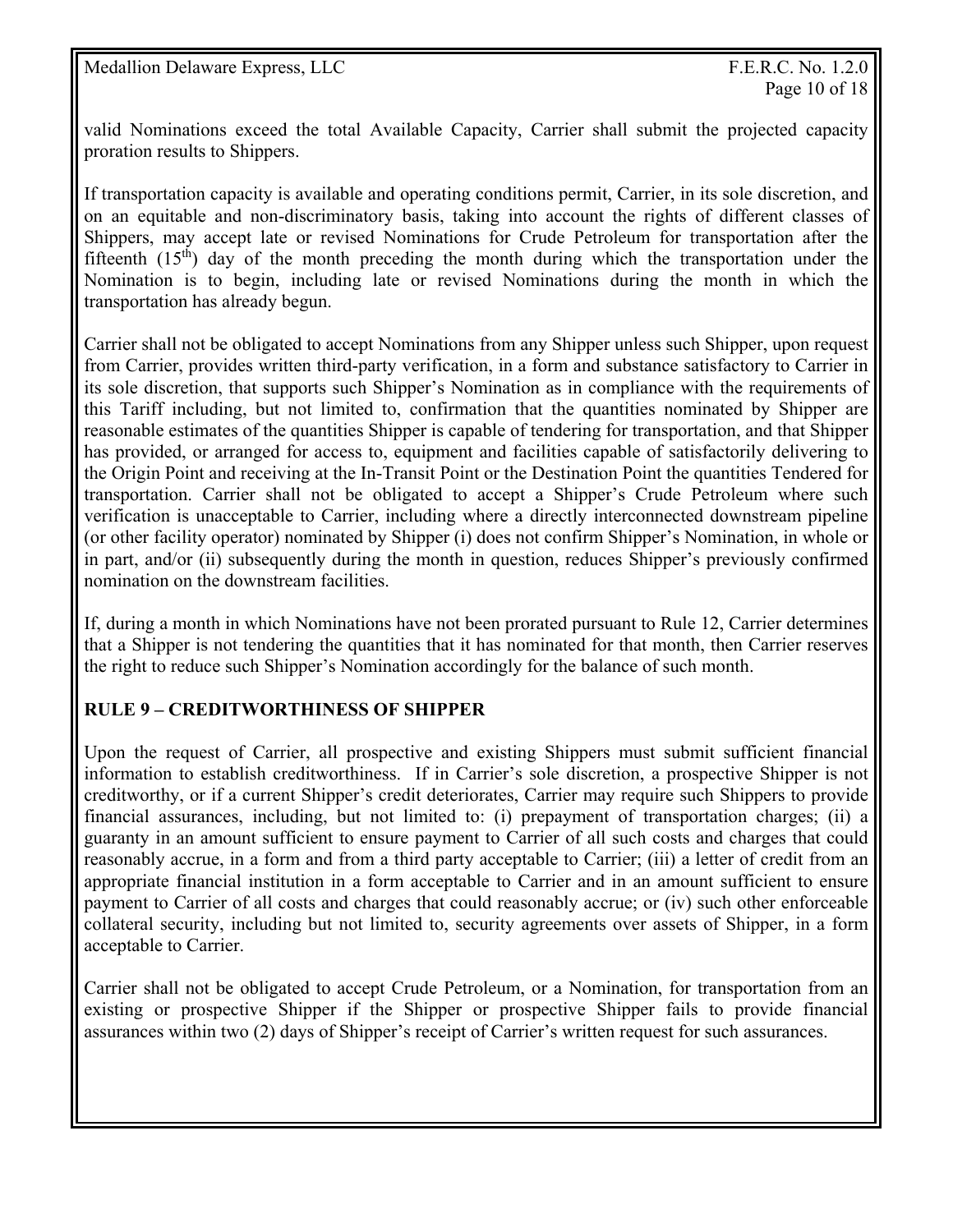valid Nominations exceed the total Available Capacity, Carrier shall submit the projected capacity proration results to Shippers.

If transportation capacity is available and operating conditions permit, Carrier, in its sole discretion, and on an equitable and non-discriminatory basis, taking into account the rights of different classes of Shippers, may accept late or revised Nominations for Crude Petroleum for transportation after the fifteenth (15th) day of the month preceding the month during which the transportation under the Nomination is to begin, including late or revised Nominations during the month in which the transportation has already begun.

Carrier shall not be obligated to accept Nominations from any Shipper unless such Shipper, upon request from Carrier, provides written third-party verification, in a form and substance satisfactory to Carrier in its sole discretion, that supports such Shipper's Nomination as in compliance with the requirements of this Tariff including, but not limited to, confirmation that the quantities nominated by Shipper are reasonable estimates of the quantities Shipper is capable of tendering for transportation, and that Shipper has provided, or arranged for access to, equipment and facilities capable of satisfactorily delivering to the Origin Point and receiving at the In-Transit Point or the Destination Point the quantities Tendered for transportation. Carrier shall not be obligated to accept a Shipper's Crude Petroleum where such verification is unacceptable to Carrier, including where a directly interconnected downstream pipeline (or other facility operator) nominated by Shipper (i) does not confirm Shipper's Nomination, in whole or in part, and/or (ii) subsequently during the month in question, reduces Shipper's previously confirmed nomination on the downstream facilities.

If, during a month in which Nominations have not been prorated pursuant to Rule 12, Carrier determines that a Shipper is not tendering the quantities that it has nominated for that month, then Carrier reserves the right to reduce such Shipper's Nomination accordingly for the balance of such month.

## RULE 9 – CREDITWORTHINESS OF SHIPPER

Upon the request of Carrier, all prospective and existing Shippers must submit sufficient financial information to establish creditworthiness. If in Carrier's sole discretion, a prospective Shipper is not creditworthy, or if a current Shipper's credit deteriorates, Carrier may require such Shippers to provide financial assurances, including, but not limited to: (i) prepayment of transportation charges; (ii) a guaranty in an amount sufficient to ensure payment to Carrier of all such costs and charges that could reasonably accrue, in a form and from a third party acceptable to Carrier; (iii) a letter of credit from an appropriate financial institution in a form acceptable to Carrier and in an amount sufficient to ensure payment to Carrier of all costs and charges that could reasonably accrue; or (iv) such other enforceable collateral security, including but not limited to, security agreements over assets of Shipper, in a form acceptable to Carrier.

Carrier shall not be obligated to accept Crude Petroleum, or a Nomination, for transportation from an existing or prospective Shipper if the Shipper or prospective Shipper fails to provide financial assurances within two (2) days of Shipper's receipt of Carrier's written request for such assurances.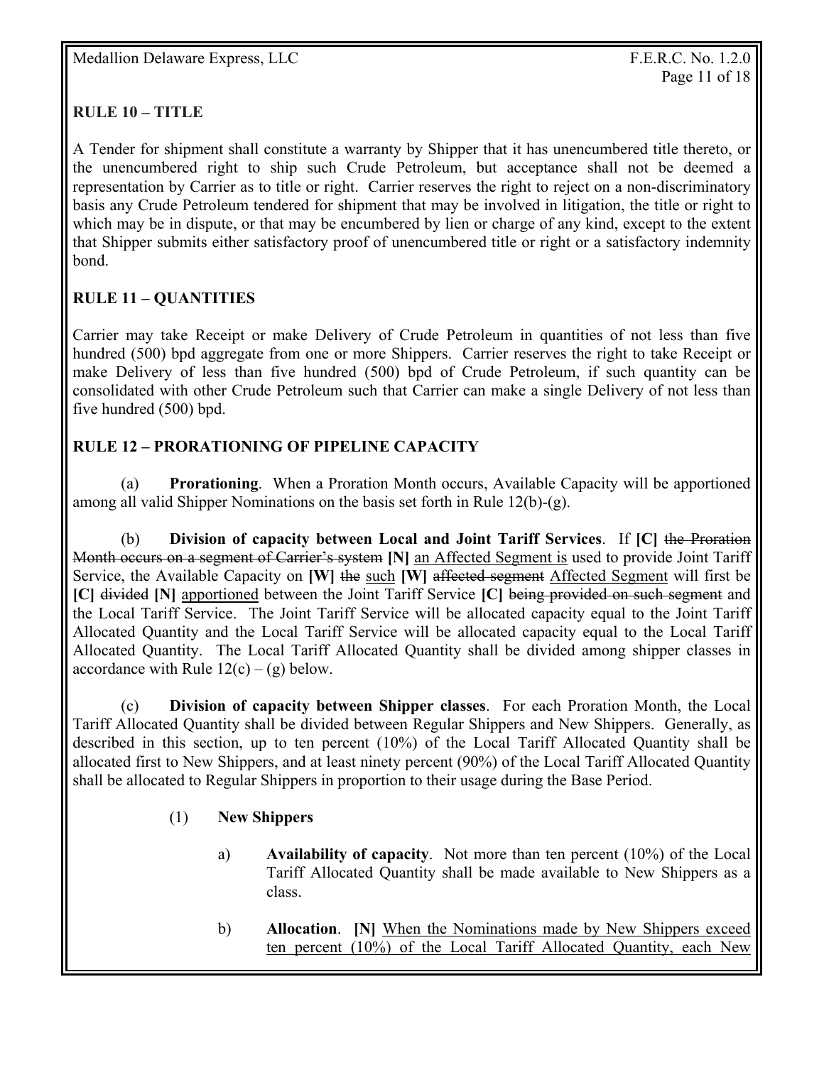## RULE 10 – TITLE

A Tender for shipment shall constitute a warranty by Shipper that it has unencumbered title thereto, or the unencumbered right to ship such Crude Petroleum, but acceptance shall not be deemed a representation by Carrier as to title or right. Carrier reserves the right to reject on a non-discriminatory basis any Crude Petroleum tendered for shipment that may be involved in litigation, the title or right to which may be in dispute, or that may be encumbered by lien or charge of any kind, except to the extent that Shipper submits either satisfactory proof of unencumbered title or right or a satisfactory indemnity bond.

## RULE 11 – QUANTITIES

Carrier may take Receipt or make Delivery of Crude Petroleum in quantities of not less than five hundred (500) bpd aggregate from one or more Shippers. Carrier reserves the right to take Receipt or make Delivery of less than five hundred (500) bpd of Crude Petroleum, if such quantity can be consolidated with other Crude Petroleum such that Carrier can make a single Delivery of not less than five hundred (500) bpd.

## RULE 12 – PRORATIONING OF PIPELINE CAPACITY

(a) **Prorationing**. When a Proration Month occurs, Available Capacity will be apportioned among all valid Shipper Nominations on the basis set forth in Rule 12(b)-(g).

(b) **Division of capacity between Local and Joint Tariff Services**. If **[C]** ~~the Proration Month occurs on a segment of Carrier's system~~ **[N]** <u>an Affected Segment is</u> used to provide Joint Tariff Service, the Available Capacity on **[W]** ~~the~~ <u>such</u> **[W]** ~~affected segment~~ <u>Affected Segment</u> will first be **[C]** ~~divided~~ **[N]** <u>apportioned</u> between the Joint Tariff Service **[C]** ~~being provided on such segment~~ and the Local Tariff Service. The Joint Tariff Service will be allocated capacity equal to the Joint Tariff Allocated Quantity and the Local Tariff Service will be allocated capacity equal to the Local Tariff Allocated Quantity. The Local Tariff Allocated Quantity shall be divided among shipper classes in accordance with Rule 12(c) – (g) below.

(c) **Division of capacity between Shipper classes**. For each Proration Month, the Local Tariff Allocated Quantity shall be divided between Regular Shippers and New Shippers. Generally, as described in this section, up to ten percent (10%) of the Local Tariff Allocated Quantity shall be allocated first to New Shippers, and at least ninety percent (90%) of the Local Tariff Allocated Quantity shall be allocated to Regular Shippers in proportion to their usage during the Base Period.

(1) **New Shippers**

a) **Availability of capacity**. Not more than ten percent (10%) of the Local Tariff Allocated Quantity shall be made available to New Shippers as a class.

b) **Allocation**. **[N]** <u>When the Nominations made by New Shippers exceed ten percent (10%) of the Local Tariff Allocated Quantity, each New</u>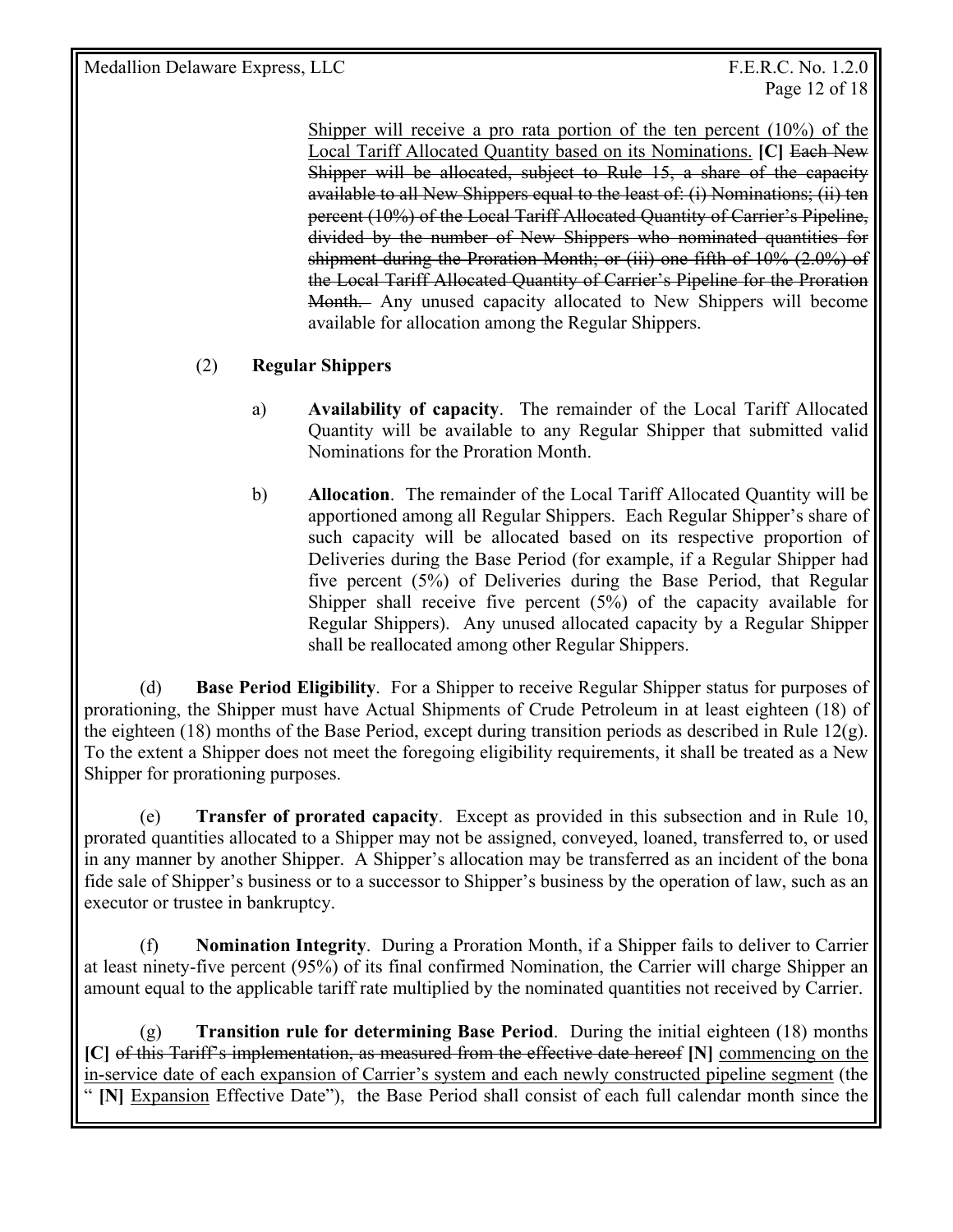Shipper will receive a pro rata portion of the ten percent (10%) of the Local Tariff Allocated Quantity based on its Nominations. **[C]** ~~Each New Shipper will be allocated, subject to Rule 15, a share of the capacity available to all New Shippers equal to the least of: (i) Nominations; (ii) ten percent (10%) of the Local Tariff Allocated Quantity of Carrier's Pipeline, divided by the number of New Shippers who nominated quantities for shipment during the Proration Month; or (iii) one fifth of 10% (2.0%) of the Local Tariff Allocated Quantity of Carrier's Pipeline for the Proration Month.~~ Any unused capacity allocated to New Shippers will become available for allocation among the Regular Shippers.

(2) **Regular Shippers**

a) **Availability of capacity**. The remainder of the Local Tariff Allocated Quantity will be available to any Regular Shipper that submitted valid Nominations for the Proration Month.

b) **Allocation**. The remainder of the Local Tariff Allocated Quantity will be apportioned among all Regular Shippers. Each Regular Shipper's share of such capacity will be allocated based on its respective proportion of Deliveries during the Base Period (for example, if a Regular Shipper had five percent (5%) of Deliveries during the Base Period, that Regular Shipper shall receive five percent (5%) of the capacity available for Regular Shippers). Any unused allocated capacity by a Regular Shipper shall be reallocated among other Regular Shippers.

(d) **Base Period Eligibility**. For a Shipper to receive Regular Shipper status for purposes of prorationing, the Shipper must have Actual Shipments of Crude Petroleum in at least eighteen (18) of the eighteen (18) months of the Base Period, except during transition periods as described in Rule 12(g). To the extent a Shipper does not meet the foregoing eligibility requirements, it shall be treated as a New Shipper for prorationing purposes.

(e) **Transfer of prorated capacity**. Except as provided in this subsection and in Rule 10, prorated quantities allocated to a Shipper may not be assigned, conveyed, loaned, transferred to, or used in any manner by another Shipper. A Shipper's allocation may be transferred as an incident of the bona fide sale of Shipper's business or to a successor to Shipper's business by the operation of law, such as an executor or trustee in bankruptcy.

(f) **Nomination Integrity**. During a Proration Month, if a Shipper fails to deliver to Carrier at least ninety-five percent (95%) of its final confirmed Nomination, the Carrier will charge Shipper an amount equal to the applicable tariff rate multiplied by the nominated quantities not received by Carrier.

(g) **Transition rule for determining Base Period**. During the initial eighteen (18) months **[C]** ~~of this Tariff's implementation, as measured from the effective date hereof~~ **[N]** commencing on the in-service date of each expansion of Carrier's system and each newly constructed pipeline segment (the " **[N]** Expansion Effective Date"), the Base Period shall consist of each full calendar month since the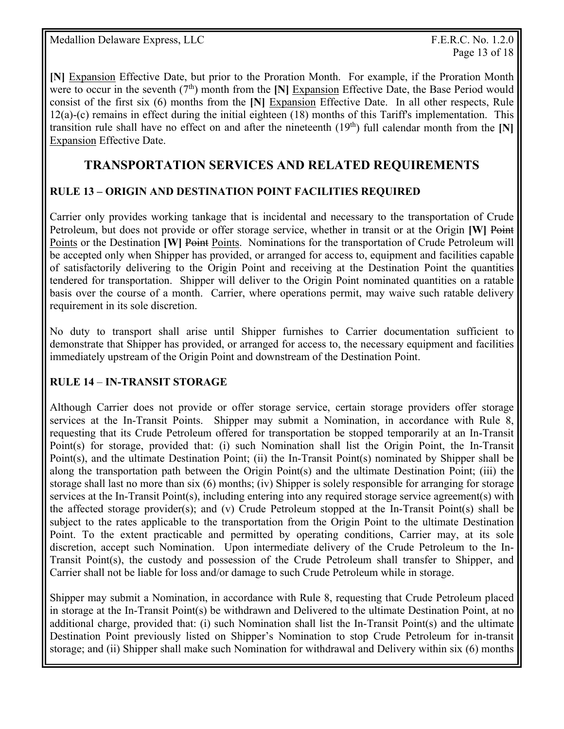**[N]** Expansion Effective Date, but prior to the Proration Month. For example, if the Proration Month were to occur in the seventh (7th) month from the **[N]** Expansion Effective Date, the Base Period would consist of the first six (6) months from the **[N]** Expansion Effective Date. In all other respects, Rule 12(a)-(c) remains in effect during the initial eighteen (18) months of this Tariff's implementation. This transition rule shall have no effect on and after the nineteenth (19th) full calendar month from the **[N]** Expansion Effective Date.

## TRANSPORTATION SERVICES AND RELATED REQUIREMENTS

### RULE 13 – ORIGIN AND DESTINATION POINT FACILITIES REQUIRED

Carrier only provides working tankage that is incidental and necessary to the transportation of Crude Petroleum, but does not provide or offer storage service, whether in transit or at the Origin **[W]** ~~Point~~ Points or the Destination **[W]** ~~Point~~ Points. Nominations for the transportation of Crude Petroleum will be accepted only when Shipper has provided, or arranged for access to, equipment and facilities capable of satisfactorily delivering to the Origin Point and receiving at the Destination Point the quantities tendered for transportation. Shipper will deliver to the Origin Point nominated quantities on a ratable basis over the course of a month. Carrier, where operations permit, may waive such ratable delivery requirement in its sole discretion.

No duty to transport shall arise until Shipper furnishes to Carrier documentation sufficient to demonstrate that Shipper has provided, or arranged for access to, the necessary equipment and facilities immediately upstream of the Origin Point and downstream of the Destination Point.

### RULE 14 – IN-TRANSIT STORAGE

Although Carrier does not provide or offer storage service, certain storage providers offer storage services at the In-Transit Points. Shipper may submit a Nomination, in accordance with Rule 8, requesting that its Crude Petroleum offered for transportation be stopped temporarily at an In-Transit Point(s) for storage, provided that: (i) such Nomination shall list the Origin Point, the In-Transit Point(s), and the ultimate Destination Point; (ii) the In-Transit Point(s) nominated by Shipper shall be along the transportation path between the Origin Point(s) and the ultimate Destination Point; (iii) the storage shall last no more than six (6) months; (iv) Shipper is solely responsible for arranging for storage services at the In-Transit Point(s), including entering into any required storage service agreement(s) with the affected storage provider(s); and (v) Crude Petroleum stopped at the In-Transit Point(s) shall be subject to the rates applicable to the transportation from the Origin Point to the ultimate Destination Point. To the extent practicable and permitted by operating conditions, Carrier may, at its sole discretion, accept such Nomination. Upon intermediate delivery of the Crude Petroleum to the In-Transit Point(s), the custody and possession of the Crude Petroleum shall transfer to Shipper, and Carrier shall not be liable for loss and/or damage to such Crude Petroleum while in storage.

Shipper may submit a Nomination, in accordance with Rule 8, requesting that Crude Petroleum placed in storage at the In-Transit Point(s) be withdrawn and Delivered to the ultimate Destination Point, at no additional charge, provided that: (i) such Nomination shall list the In-Transit Point(s) and the ultimate Destination Point previously listed on Shipper's Nomination to stop Crude Petroleum for in-transit storage; and (ii) Shipper shall make such Nomination for withdrawal and Delivery within six (6) months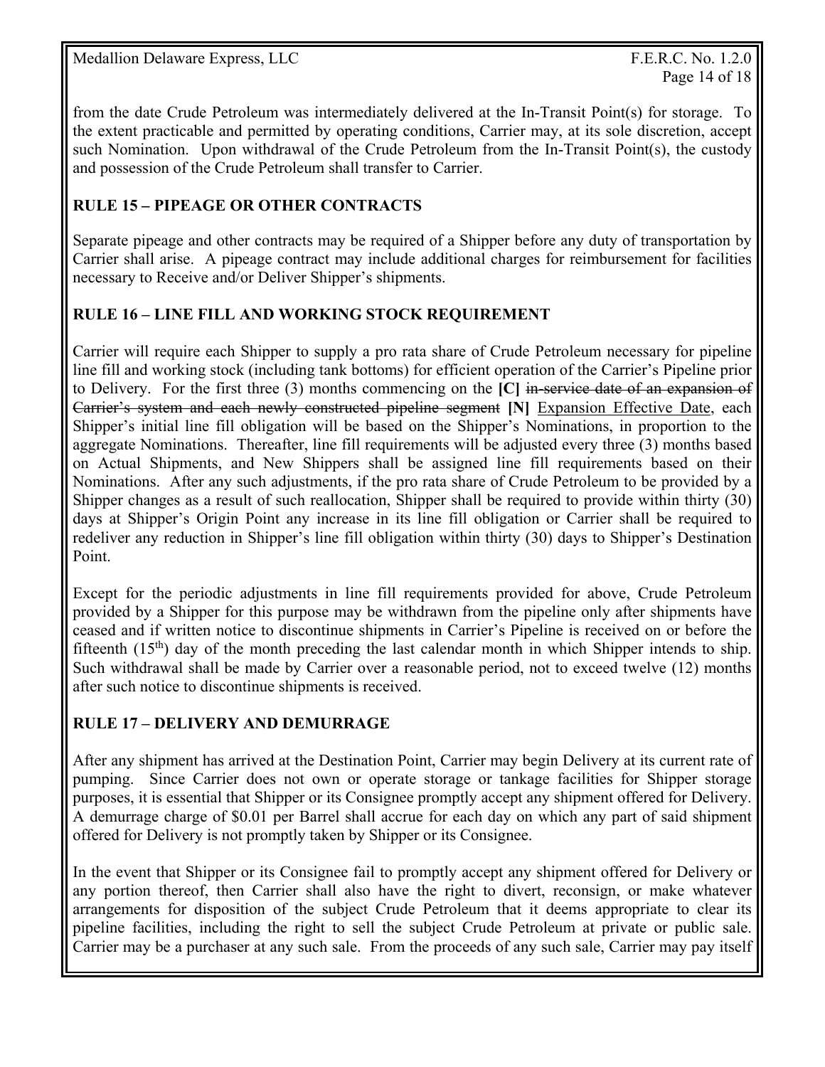from the date Crude Petroleum was intermediately delivered at the In-Transit Point(s) for storage. To the extent practicable and permitted by operating conditions, Carrier may, at its sole discretion, accept such Nomination. Upon withdrawal of the Crude Petroleum from the In-Transit Point(s), the custody and possession of the Crude Petroleum shall transfer to Carrier.

## RULE 15 – PIPEAGE OR OTHER CONTRACTS

Separate pipeage and other contracts may be required of a Shipper before any duty of transportation by Carrier shall arise. A pipeage contract may include additional charges for reimbursement for facilities necessary to Receive and/or Deliver Shipper's shipments.

## RULE 16 – LINE FILL AND WORKING STOCK REQUIREMENT

Carrier will require each Shipper to supply a pro rata share of Crude Petroleum necessary for pipeline line fill and working stock (including tank bottoms) for efficient operation of the Carrier's Pipeline prior to Delivery. For the first three (3) months commencing on the **[C]** ~~in-service date of an expansion of Carrier's system and each newly constructed pipeline segment~~ **[N]** Expansion Effective Date, each Shipper's initial line fill obligation will be based on the Shipper's Nominations, in proportion to the aggregate Nominations. Thereafter, line fill requirements will be adjusted every three (3) months based on Actual Shipments, and New Shippers shall be assigned line fill requirements based on their Nominations. After any such adjustments, if the pro rata share of Crude Petroleum to be provided by a Shipper changes as a result of such reallocation, Shipper shall be required to provide within thirty (30) days at Shipper's Origin Point any increase in its line fill obligation or Carrier shall be required to redeliver any reduction in Shipper's line fill obligation within thirty (30) days to Shipper's Destination Point.

Except for the periodic adjustments in line fill requirements provided for above, Crude Petroleum provided by a Shipper for this purpose may be withdrawn from the pipeline only after shipments have ceased and if written notice to discontinue shipments in Carrier's Pipeline is received on or before the fifteenth (15th) day of the month preceding the last calendar month in which Shipper intends to ship. Such withdrawal shall be made by Carrier over a reasonable period, not to exceed twelve (12) months after such notice to discontinue shipments is received.

## RULE 17 – DELIVERY AND DEMURRAGE

After any shipment has arrived at the Destination Point, Carrier may begin Delivery at its current rate of pumping. Since Carrier does not own or operate storage or tankage facilities for Shipper storage purposes, it is essential that Shipper or its Consignee promptly accept any shipment offered for Delivery. A demurrage charge of $0.01 per Barrel shall accrue for each day on which any part of said shipment offered for Delivery is not promptly taken by Shipper or its Consignee.

In the event that Shipper or its Consignee fail to promptly accept any shipment offered for Delivery or any portion thereof, then Carrier shall also have the right to divert, reconsign, or make whatever arrangements for disposition of the subject Crude Petroleum that it deems appropriate to clear its pipeline facilities, including the right to sell the subject Crude Petroleum at private or public sale. Carrier may be a purchaser at any such sale. From the proceeds of any such sale, Carrier may pay itself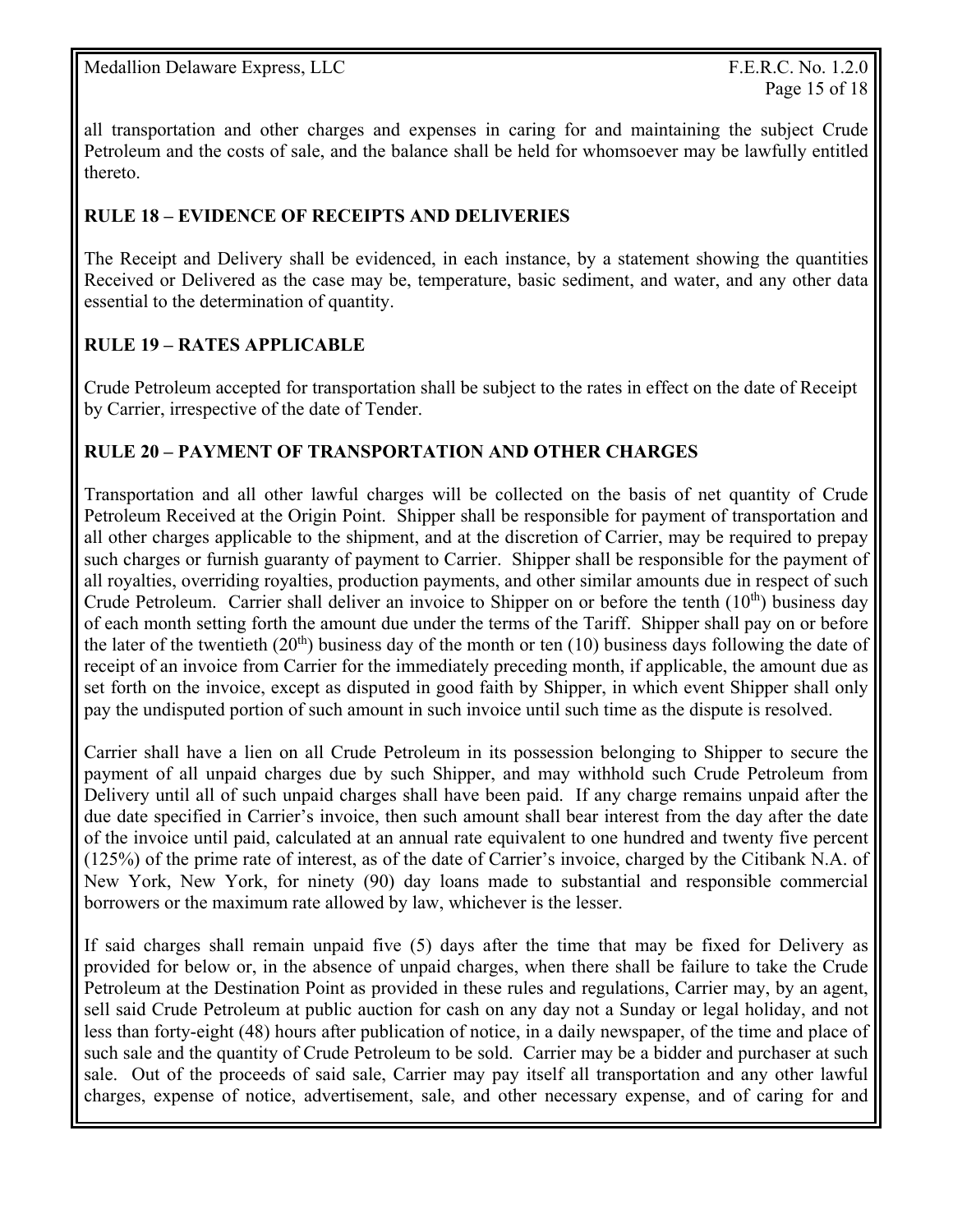all transportation and other charges and expenses in caring for and maintaining the subject Crude Petroleum and the costs of sale, and the balance shall be held for whomsoever may be lawfully entitled thereto.

## RULE 18 – EVIDENCE OF RECEIPTS AND DELIVERIES

The Receipt and Delivery shall be evidenced, in each instance, by a statement showing the quantities Received or Delivered as the case may be, temperature, basic sediment, and water, and any other data essential to the determination of quantity.

## RULE 19 – RATES APPLICABLE

Crude Petroleum accepted for transportation shall be subject to the rates in effect on the date of Receipt by Carrier, irrespective of the date of Tender.

## RULE 20 – PAYMENT OF TRANSPORTATION AND OTHER CHARGES

Transportation and all other lawful charges will be collected on the basis of net quantity of Crude Petroleum Received at the Origin Point. Shipper shall be responsible for payment of transportation and all other charges applicable to the shipment, and at the discretion of Carrier, may be required to prepay such charges or furnish guaranty of payment to Carrier. Shipper shall be responsible for the payment of all royalties, overriding royalties, production payments, and other similar amounts due in respect of such Crude Petroleum. Carrier shall deliver an invoice to Shipper on or before the tenth (10th) business day of each month setting forth the amount due under the terms of the Tariff. Shipper shall pay on or before the later of the twentieth (20th) business day of the month or ten (10) business days following the date of receipt of an invoice from Carrier for the immediately preceding month, if applicable, the amount due as set forth on the invoice, except as disputed in good faith by Shipper, in which event Shipper shall only pay the undisputed portion of such amount in such invoice until such time as the dispute is resolved.

Carrier shall have a lien on all Crude Petroleum in its possession belonging to Shipper to secure the payment of all unpaid charges due by such Shipper, and may withhold such Crude Petroleum from Delivery until all of such unpaid charges shall have been paid. If any charge remains unpaid after the due date specified in Carrier's invoice, then such amount shall bear interest from the day after the date of the invoice until paid, calculated at an annual rate equivalent to one hundred and twenty five percent (125%) of the prime rate of interest, as of the date of Carrier's invoice, charged by the Citibank N.A. of New York, New York, for ninety (90) day loans made to substantial and responsible commercial borrowers or the maximum rate allowed by law, whichever is the lesser.

If said charges shall remain unpaid five (5) days after the time that may be fixed for Delivery as provided for below or, in the absence of unpaid charges, when there shall be failure to take the Crude Petroleum at the Destination Point as provided in these rules and regulations, Carrier may, by an agent, sell said Crude Petroleum at public auction for cash on any day not a Sunday or legal holiday, and not less than forty-eight (48) hours after publication of notice, in a daily newspaper, of the time and place of such sale and the quantity of Crude Petroleum to be sold. Carrier may be a bidder and purchaser at such sale. Out of the proceeds of said sale, Carrier may pay itself all transportation and any other lawful charges, expense of notice, advertisement, sale, and other necessary expense, and of caring for and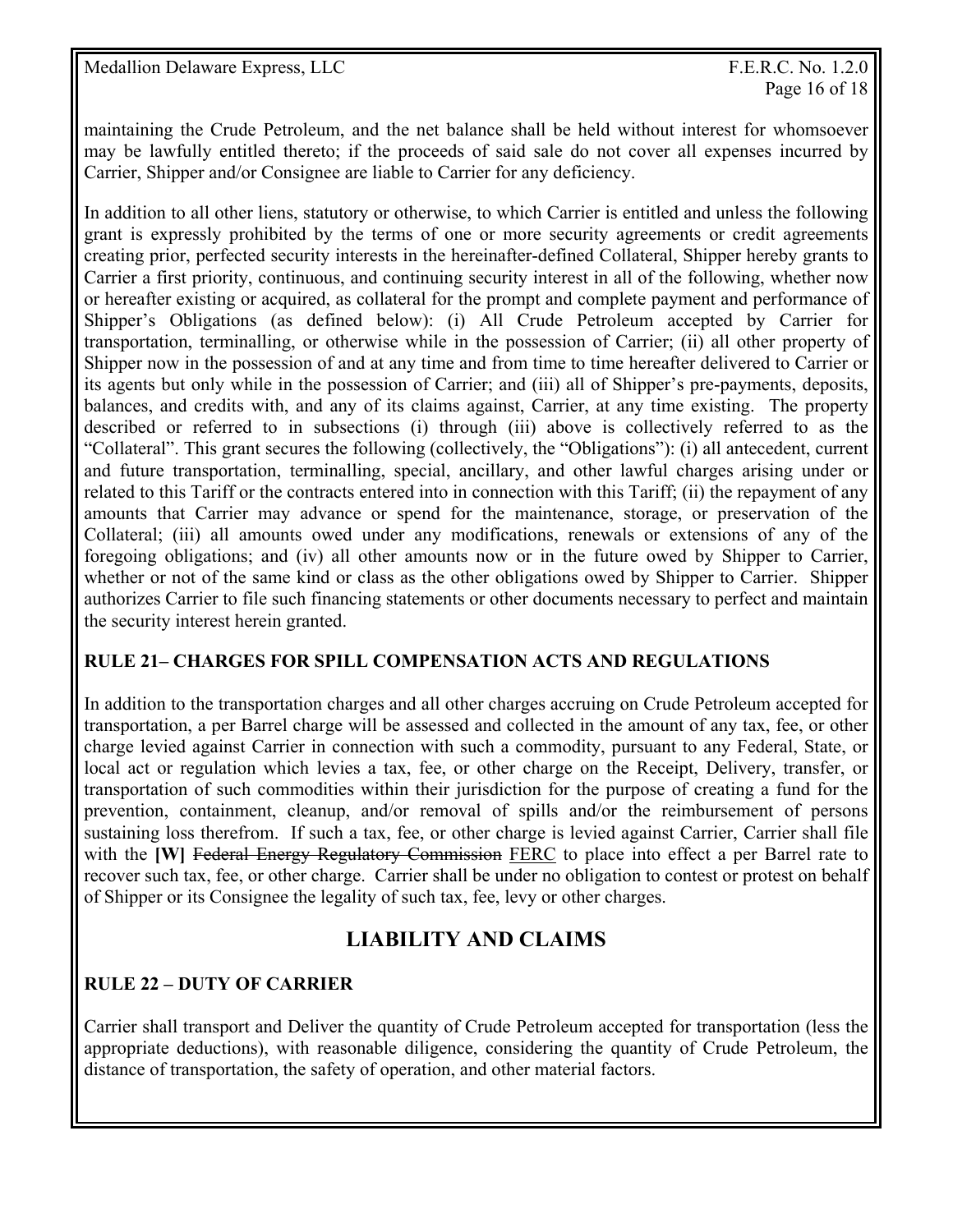maintaining the Crude Petroleum, and the net balance shall be held without interest for whomsoever may be lawfully entitled thereto; if the proceeds of said sale do not cover all expenses incurred by Carrier, Shipper and/or Consignee are liable to Carrier for any deficiency.

In addition to all other liens, statutory or otherwise, to which Carrier is entitled and unless the following grant is expressly prohibited by the terms of one or more security agreements or credit agreements creating prior, perfected security interests in the hereinafter-defined Collateral, Shipper hereby grants to Carrier a first priority, continuous, and continuing security interest in all of the following, whether now or hereafter existing or acquired, as collateral for the prompt and complete payment and performance of Shipper's Obligations (as defined below): (i) All Crude Petroleum accepted by Carrier for transportation, terminalling, or otherwise while in the possession of Carrier; (ii) all other property of Shipper now in the possession of and at any time and from time to time hereafter delivered to Carrier or its agents but only while in the possession of Carrier; and (iii) all of Shipper's pre-payments, deposits, balances, and credits with, and any of its claims against, Carrier, at any time existing. The property described or referred to in subsections (i) through (iii) above is collectively referred to as the "Collateral". This grant secures the following (collectively, the "Obligations"): (i) all antecedent, current and future transportation, terminalling, special, ancillary, and other lawful charges arising under or related to this Tariff or the contracts entered into in connection with this Tariff; (ii) the repayment of any amounts that Carrier may advance or spend for the maintenance, storage, or preservation of the Collateral; (iii) all amounts owed under any modifications, renewals or extensions of any of the foregoing obligations; and (iv) all other amounts now or in the future owed by Shipper to Carrier, whether or not of the same kind or class as the other obligations owed by Shipper to Carrier. Shipper authorizes Carrier to file such financing statements or other documents necessary to perfect and maintain the security interest herein granted.

### RULE 21– CHARGES FOR SPILL COMPENSATION ACTS AND REGULATIONS

In addition to the transportation charges and all other charges accruing on Crude Petroleum accepted for transportation, a per Barrel charge will be assessed and collected in the amount of any tax, fee, or other charge levied against Carrier in connection with such a commodity, pursuant to any Federal, State, or local act or regulation which levies a tax, fee, or other charge on the Receipt, Delivery, transfer, or transportation of such commodities within their jurisdiction for the purpose of creating a fund for the prevention, containment, cleanup, and/or removal of spills and/or the reimbursement of persons sustaining loss therefrom. If such a tax, fee, or other charge is levied against Carrier, Carrier shall file with the **[W]** ~~Federal Energy Regulatory Commission~~ <u>FERC</u> to place into effect a per Barrel rate to recover such tax, fee, or other charge. Carrier shall be under no obligation to contest or protest on behalf of Shipper or its Consignee the legality of such tax, fee, levy or other charges.

## LIABILITY AND CLAIMS

### RULE 22 – DUTY OF CARRIER

Carrier shall transport and Deliver the quantity of Crude Petroleum accepted for transportation (less the appropriate deductions), with reasonable diligence, considering the quantity of Crude Petroleum, the distance of transportation, the safety of operation, and other material factors.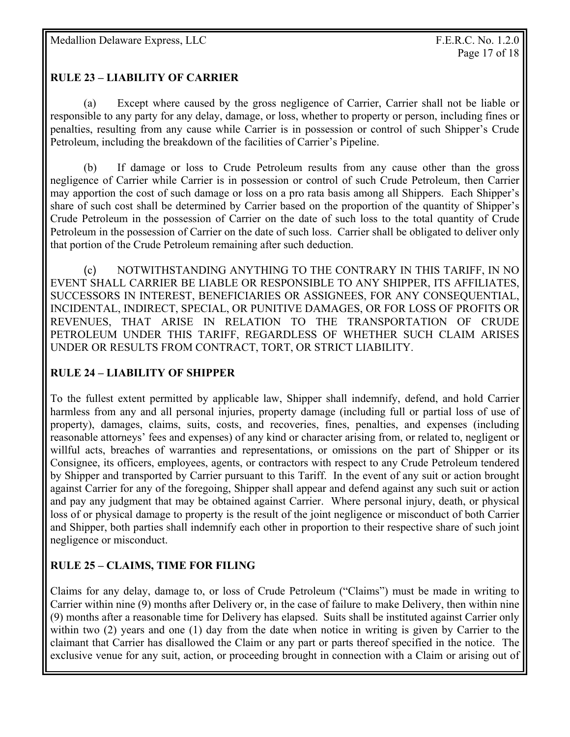## RULE 23 – LIABILITY OF CARRIER

(a) Except where caused by the gross negligence of Carrier, Carrier shall not be liable or responsible to any party for any delay, damage, or loss, whether to property or person, including fines or penalties, resulting from any cause while Carrier is in possession or control of such Shipper's Crude Petroleum, including the breakdown of the facilities of Carrier's Pipeline.

(b) If damage or loss to Crude Petroleum results from any cause other than the gross negligence of Carrier while Carrier is in possession or control of such Crude Petroleum, then Carrier may apportion the cost of such damage or loss on a pro rata basis among all Shippers. Each Shipper's share of such cost shall be determined by Carrier based on the proportion of the quantity of Shipper's Crude Petroleum in the possession of Carrier on the date of such loss to the total quantity of Crude Petroleum in the possession of Carrier on the date of such loss. Carrier shall be obligated to deliver only that portion of the Crude Petroleum remaining after such deduction.

(c) NOTWITHSTANDING ANYTHING TO THE CONTRARY IN THIS TARIFF, IN NO EVENT SHALL CARRIER BE LIABLE OR RESPONSIBLE TO ANY SHIPPER, ITS AFFILIATES, SUCCESSORS IN INTEREST, BENEFICIARIES OR ASSIGNEES, FOR ANY CONSEQUENTIAL, INCIDENTAL, INDIRECT, SPECIAL, OR PUNITIVE DAMAGES, OR FOR LOSS OF PROFITS OR REVENUES, THAT ARISE IN RELATION TO THE TRANSPORTATION OF CRUDE PETROLEUM UNDER THIS TARIFF, REGARDLESS OF WHETHER SUCH CLAIM ARISES UNDER OR RESULTS FROM CONTRACT, TORT, OR STRICT LIABILITY.

## RULE 24 – LIABILITY OF SHIPPER

To the fullest extent permitted by applicable law, Shipper shall indemnify, defend, and hold Carrier harmless from any and all personal injuries, property damage (including full or partial loss of use of property), damages, claims, suits, costs, and recoveries, fines, penalties, and expenses (including reasonable attorneys' fees and expenses) of any kind or character arising from, or related to, negligent or willful acts, breaches of warranties and representations, or omissions on the part of Shipper or its Consignee, its officers, employees, agents, or contractors with respect to any Crude Petroleum tendered by Shipper and transported by Carrier pursuant to this Tariff. In the event of any suit or action brought against Carrier for any of the foregoing, Shipper shall appear and defend against any such suit or action and pay any judgment that may be obtained against Carrier. Where personal injury, death, or physical loss of or physical damage to property is the result of the joint negligence or misconduct of both Carrier and Shipper, both parties shall indemnify each other in proportion to their respective share of such joint negligence or misconduct.

## RULE 25 – CLAIMS, TIME FOR FILING

Claims for any delay, damage to, or loss of Crude Petroleum ("Claims") must be made in writing to Carrier within nine (9) months after Delivery or, in the case of failure to make Delivery, then within nine (9) months after a reasonable time for Delivery has elapsed. Suits shall be instituted against Carrier only within two (2) years and one (1) day from the date when notice in writing is given by Carrier to the claimant that Carrier has disallowed the Claim or any part or parts thereof specified in the notice. The exclusive venue for any suit, action, or proceeding brought in connection with a Claim or arising out of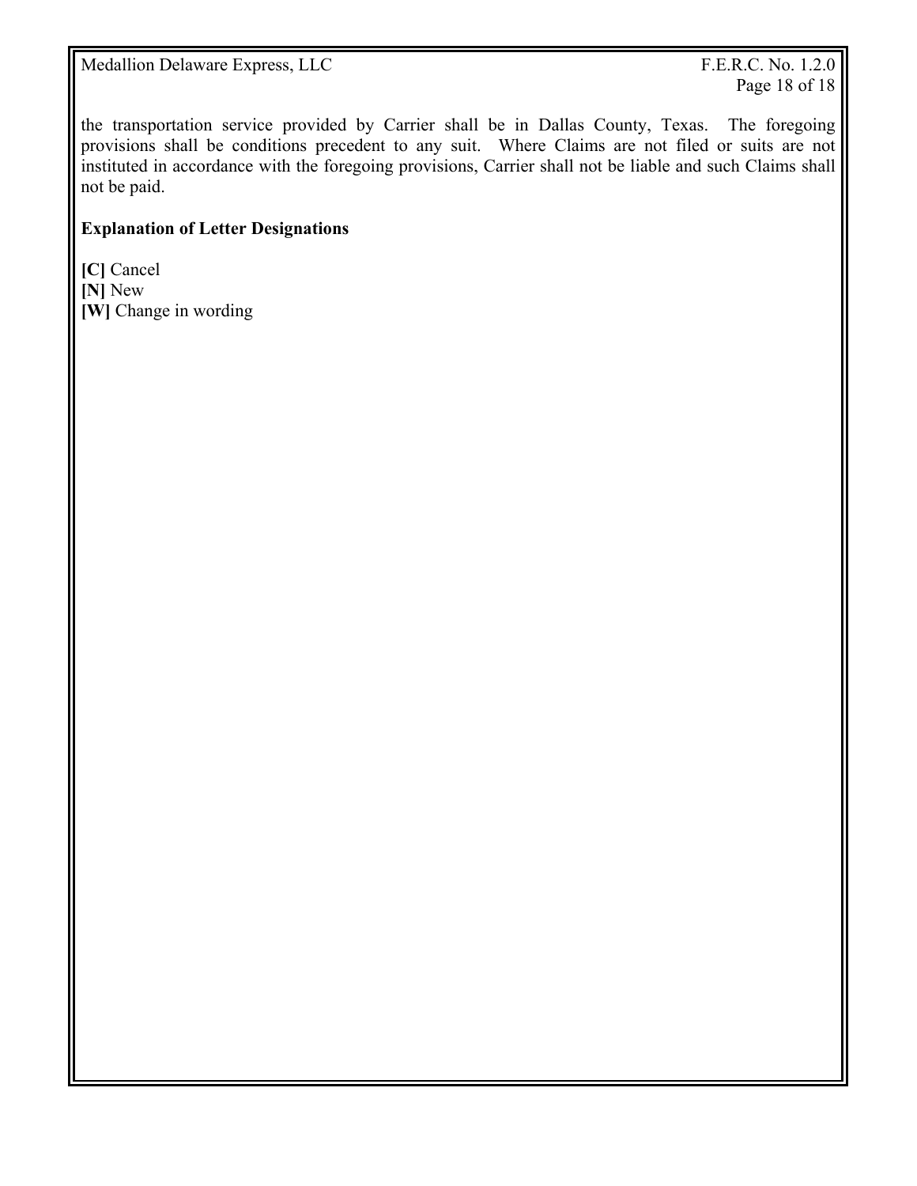the transportation service provided by Carrier shall be in Dallas County, Texas. The foregoing provisions shall be conditions precedent to any suit. Where Claims are not filed or suits are not instituted in accordance with the foregoing provisions, Carrier shall not be liable and such Claims shall not be paid.

**Explanation of Letter Designations**

**[C]** Cancel
**[N]** New
**[W]** Change in wording